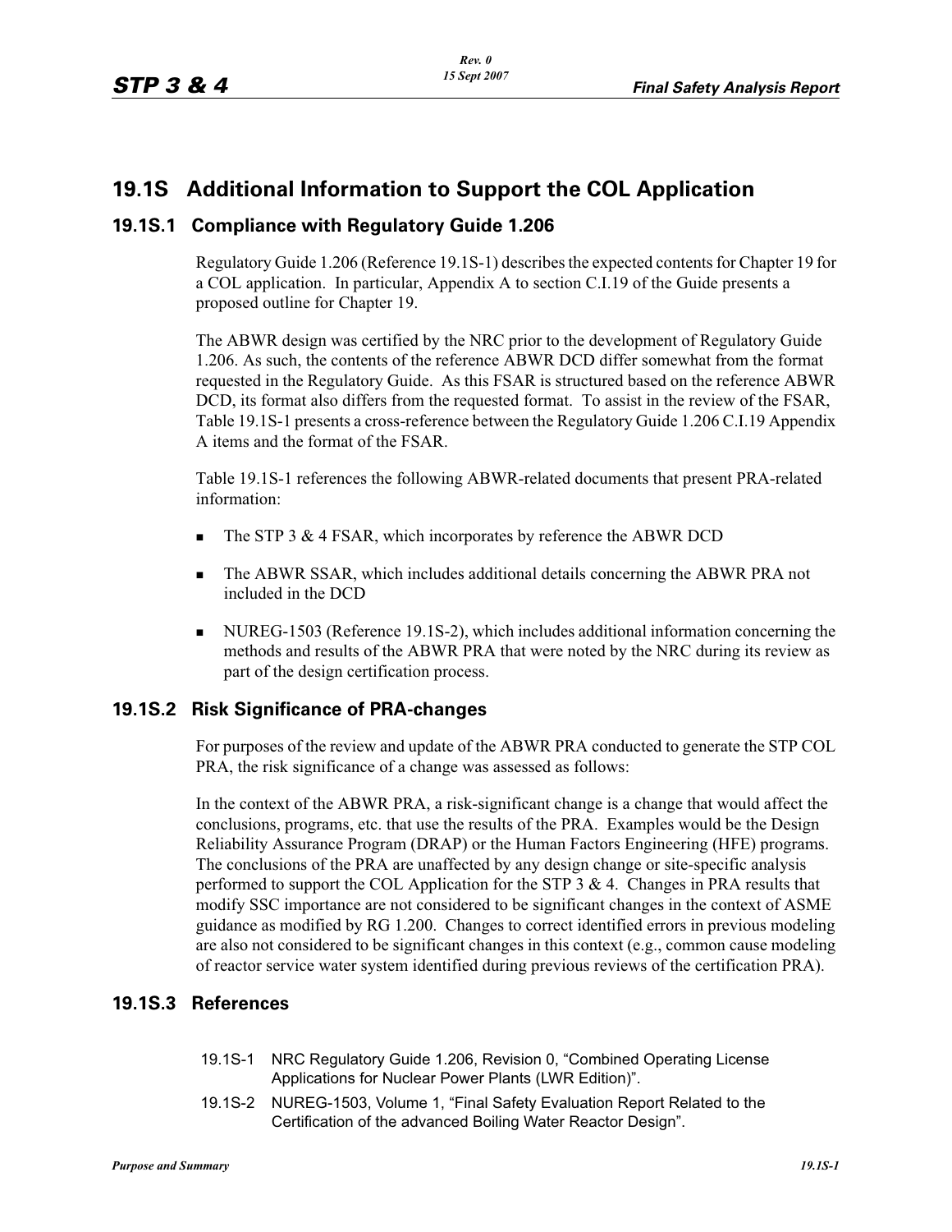## 19.1S Additional Information to Support the COL Application

### 19.1S.1 Compliance with Regulatory Guide 1.206

Regulatory Guide 1.206 (Reference 19.1S-1) describes the expected contents for Chapter 19 for a COL application. In particular, Appendix A to section C.I.19 of the Guide presents a proposed outline for Chapter 19.

The ABWR design was certified by the NRC prior to the development of Regulatory Guide 1.206. As such, the contents of the reference ABWR DCD differ somewhat from the format requested in the Regulatory Guide. As this FSAR is structured based on the reference ABWR DCD, its format also differs from the requested format. To assist in the review of the FSAR, Table 19.1S-1 presents a cross-reference between the Regulatory Guide 1.206 C.I.19 Appendix A items and the format of the FSAR.

Table 19.1S-1 references the following ABWR-related documents that present PRA-related information:

- The STP 3 & 4 FSAR, which incorporates by reference the ABWR DCD
- The ABWR SSAR, which includes additional details concerning the ABWR PRA not included in the DCD
- NUREG-1503 (Reference 19.1S-2), which includes additional information concerning the methods and results of the ABWR PRA that were noted by the NRC during its review as part of the design certification process.

### 19.1S.2 Risk Significance of PRA-changes

For purposes of the review and update of the ABWR PRA conducted to generate the STP COL PRA, the risk significance of a change was assessed as follows:

In the context of the ABWR PRA, a risk-significant change is a change that would affect the conclusions, programs, etc. that use the results of the PRA. Examples would be the Design Reliability Assurance Program (DRAP) or the Human Factors Engineering (HFE) programs. The conclusions of the PRA are unaffected by any design change or site-specific analysis performed to support the COL Application for the STP 3 & 4. Changes in PRA results that modify SSC importance are not considered to be significant changes in the context of ASME guidance as modified by RG 1.200. Changes to correct identified errors in previous modeling are also not considered to be significant changes in this context (e.g., common cause modeling of reactor service water system identified during previous reviews of the certification PRA).

### 19.1S.3 References

19.1S-1 NRC Regulatory Guide 1.206, Revision 0, “Combined Operating License Applications for Nuclear Power Plants (LWR Edition)”.

19.1S-2 NUREG-1503, Volume 1, “Final Safety Evaluation Report Related to the Certification of the advanced Boiling Water Reactor Design”.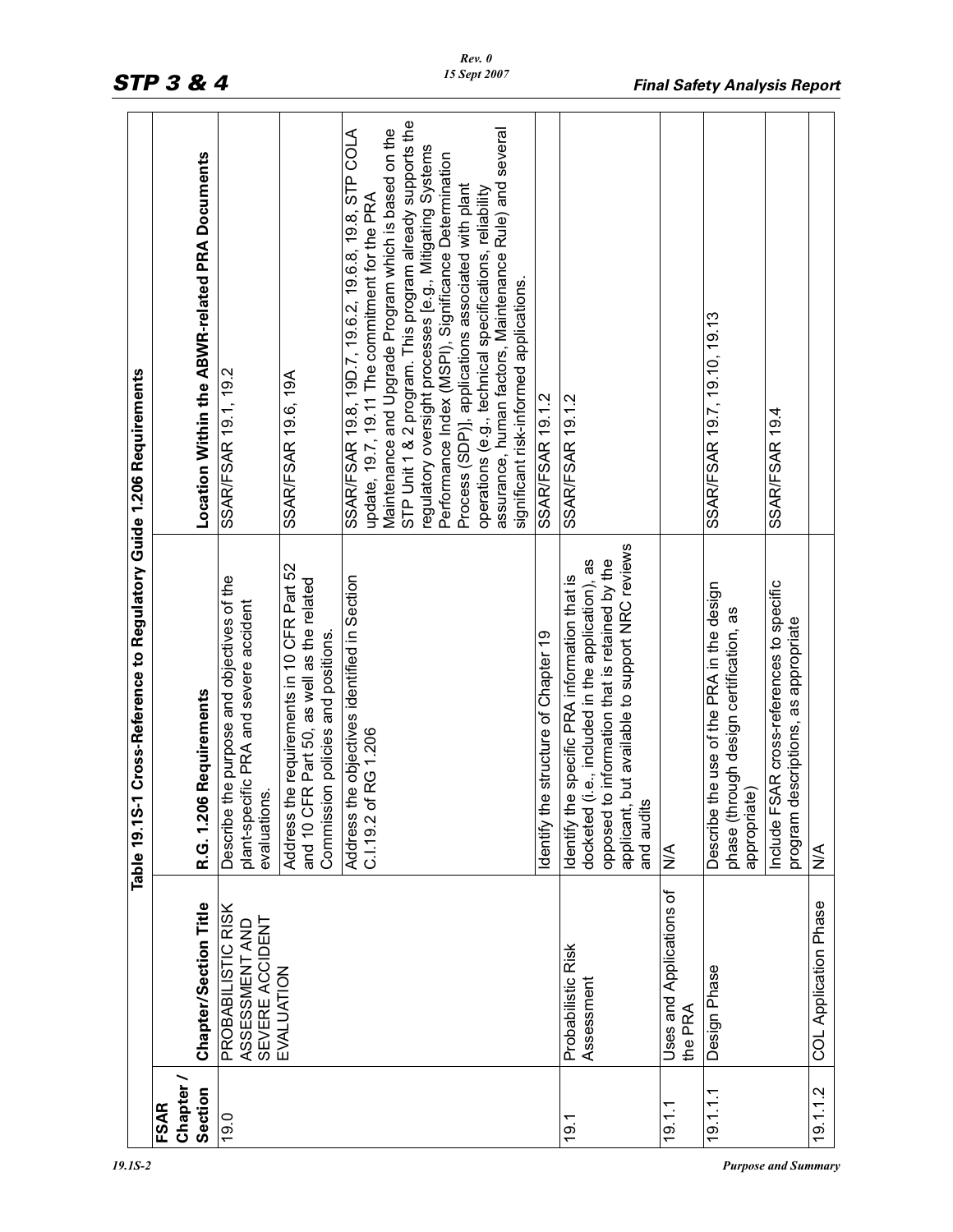Table 19.1S-1 Cross-Reference to Regulatory Guide 1.206 Requirements

| FSAR Chapter / Section | Chapter/Section Title | R.G. 1.206 Requirements | Location Within the ABWR-related PRA Documents |
|---|---|---|---|
| 19.0 | PROBABILISTIC RISK ASSESSMENT AND SEVERE ACCIDENT EVALUATION | Describe the purpose and objectives of the plant-specific PRA and severe accident evaluations. | SSAR/FSAR 19.1, 19.2 |
| | | Address the requirements in 10 CFR Part 52 and 10 CFR Part 50, as well as the related Commission policies and positions. | SSAR/FSAR 19.6, 19A |
| | | Address the objectives identified in Section C.I.19.2 of RG 1.206 | SSAR/FSAR 19.8, 19D.7, 19.6.2, 19.6.8, 19.8, STP COLA update, 19.7, 19.11 The commitment for the PRA Maintenance and Upgrade Program which is based on the STP Unit 1 & 2 program. This program already supports the regulatory oversight processes [e.g., Mitigating Systems Performance Index (MSPI), Significance Determination Process (SDP)], applications associated with plant operations (e.g., technical specifications, reliability assurance, human factors, Maintenance Rule) and several significant risk-informed applications. |
| | | Identify the structure of Chapter 19 | SSAR/FSAR 19.1.2 |
| 19.1 | Probabilistic Risk Assessment | Identify the specific PRA information that is docketed (i.e., included in the application), as opposed to information that is retained by the applicant, but available to support NRC reviews and audits | SSAR/FSAR 19.1.2 |
| 19.1.1 | Uses and Applications of the PRA | N/A | |
| 19.1.1.1 | Design Phase | Describe the use of the PRA in the design phase (through design certification, as appropriate) | SSAR/FSAR 19.7, 19.10, 19.13 |
| | | Include FSAR cross-references to specific program descriptions, as appropriate | SSAR/FSAR 19.4 |
| 19.1.1.2 | COL Application Phase | N/A | |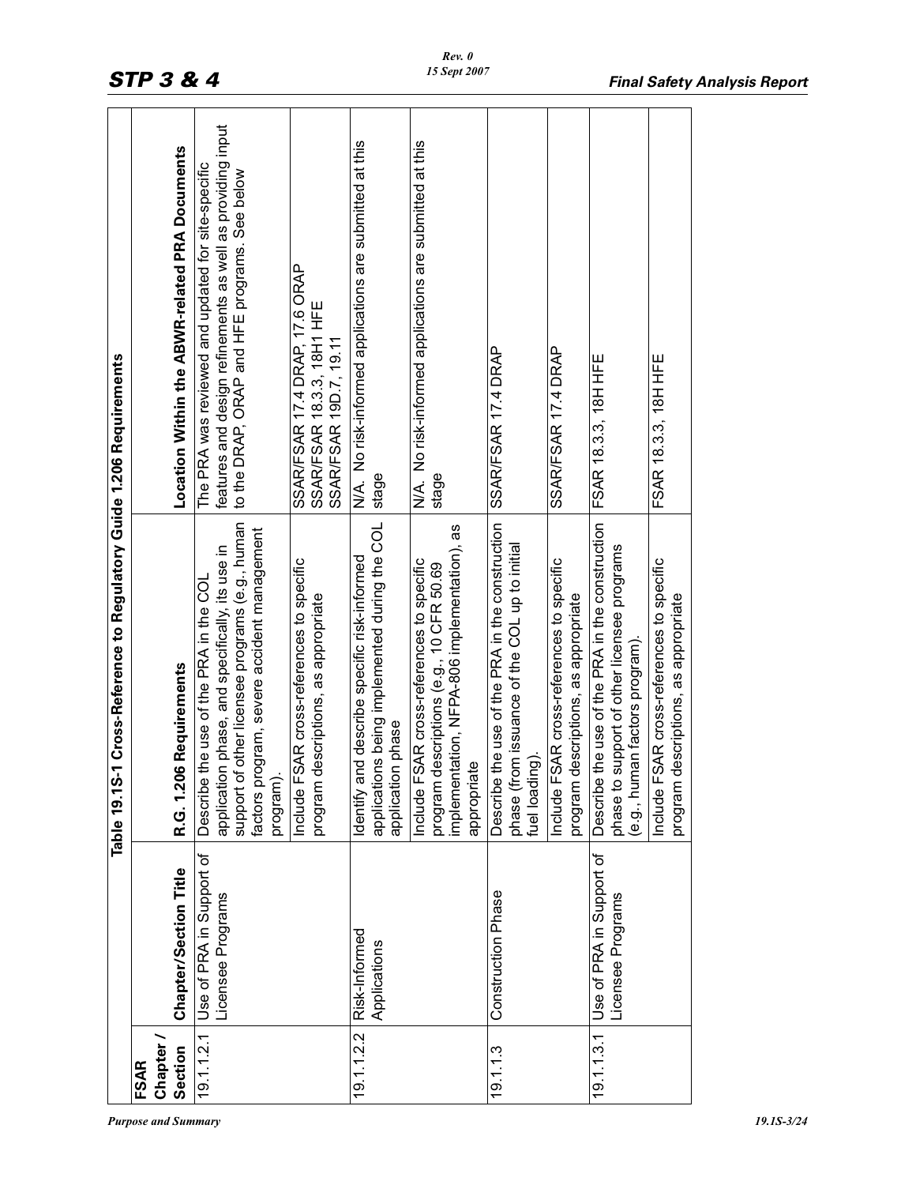## Table 19.1S-1 Cross-Reference to Regulatory Guide 1.206 Requirements

| FSAR Chapter / Section | Chapter/Section Title | R.G. 1.206 Requirements | Location Within the ABWR-related PRA Documents |
|---|---|---|---|
| 19.1.1.2.1 | Use of PRA in Support of Licensee Programs | Describe the use of the PRA in the COL application phase, and specifically, its use in support of other licensee programs (e.g., human factors program, severe accident management program). | The PRA was reviewed and updated for site-specific features and design refinements as well as providing input to the DRAP, ORAP and HFE programs. See below |
| | | Include FSAR cross-references to specific program descriptions, as appropriate | SSAR/FSAR 17.4 DRAP, 17.6 ORAP<br>SSAR/FSAR 18.3.3, 18H1 HFE<br>SSAR/FSAR 19D.7, 19.11 |
| 19.1.1.2.2 | Risk-Informed Applications | Identify and describe specific risk-informed applications being implemented during the COL application phase | N/A. No risk-informed applications are submitted at this stage |
| | | Include FSAR cross-references to specific program descriptions (e.g., 10 CFR 50.69 implementation, NFPA-806 implementation), as appropriate | N/A. No risk-informed applications are submitted at this stage |
| 19.1.1.3 | Construction Phase | Describe the use of the PRA in the construction phase (from issuance of the COL up to initial fuel loading). | SSAR/FSAR 17.4 DRAP |
| | | Include FSAR cross-references to specific program descriptions, as appropriate | SSAR/FSAR 17.4 DRAP |
| 19.1.1.3.1 | Use of PRA in Support of Licensee Programs | Describe the use of the PRA in the construction phase to support of other licensee programs (e.g., human factors program). | FSAR 18.3.3, 18H HFE |
| | | Include FSAR cross-references to specific program descriptions, as appropriate | FSAR 18.3.3, 18H HFE |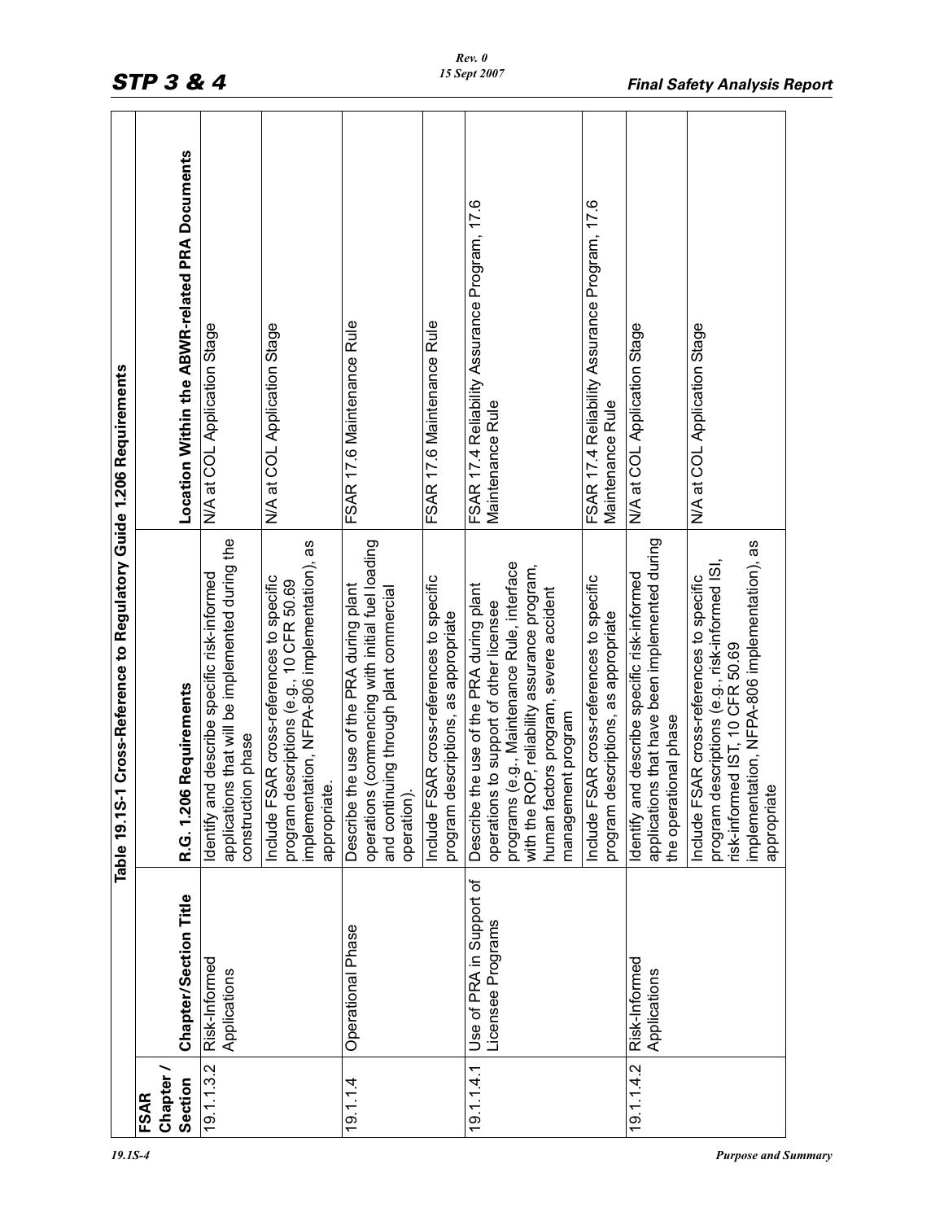Table 19.1S-1 Cross-Reference to Regulatory Guide 1.206 Requirements

| FSAR Chapter / Section | Chapter/Section Title | R.G. 1.206 Requirements | Location Within the ABWR-related PRA Documents |
|---|---|---|---|
| 19.1.1.3.2 | Risk-Informed Applications | Identify and describe specific risk-informed applications that will be implemented during the construction phase | N/A at COL Application Stage |
| | | Include FSAR cross-references to specific program descriptions (e.g., 10 CFR 50.69 implementation, NFPA-806 implementation), as appropriate. | N/A at COL Application Stage |
| 19.1.1.4 | Operational Phase | Describe the use of the PRA during plant operations (commencing with initial fuel loading and continuing through plant commercial operation). | FSAR 17.6 Maintenance Rule |
| | | Include FSAR cross-references to specific program descriptions, as appropriate | FSAR 17.6 Maintenance Rule |
| 19.1.1.4.1 | Use of PRA in Support of Licensee Programs | Describe the use of the PRA during plant operations to support of other licensee programs (e.g., Maintenance Rule, interface with the ROP, reliability assurance program, human factors program, severe accident management program | FSAR 17.4 Reliability Assurance Program, 17.6 Maintenance Rule |
| | | Include FSAR cross-references to specific program descriptions, as appropriate | FSAR 17.4 Reliability Assurance Program, 17.6 Maintenance Rule |
| 19.1.1.4.2 | Risk-Informed Applications | Identify and describe specific risk-informed applications that have been implemented during the operational phase | N/A at COL Application Stage |
| | | Include FSAR cross-references to specific program descriptions (e.g., risk-informed ISI, risk-informed IST, 10 CFR 50.69 implementation, NFPA-806 implementation), as appropriate | N/A at COL Application Stage |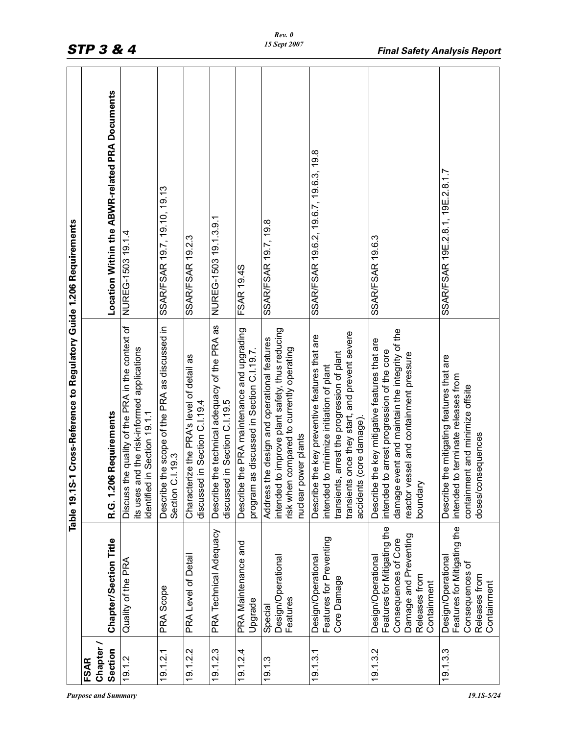Table 19.1S-1 Cross-Reference to Regulatory Guide 1.206 Requirements

| FSAR Chapter / Section | Chapter/Section Title | R.G. 1.206 Requirements | Location Within the ABWR-related PRA Documents |
|---|---|---|---|
| 19.1.2 | Quality of the PRA | Discuss the quality of the PRA in the context of its uses and the risk-informed applications identified in Section 19.1.1 | NUREG-1503 19.1.4 |
| 19.1.2.1 | PRA Scope | Describe the scope of the PRA as discussed in Section C.I.19.3 | SSAR/FSAR 19.7, 19.10, 19.13 |
| 19.1.2.2 | PRA Level of Detail | Characterize the PRA's level of detail as discussed in Section C.I.19.4 | SSAR/FSAR 19.2.3 |
| 19.1.2.3 | PRA Technical Adequacy | Describe the technical adequacy of the PRA as discussed in Section C.I.19.5 | NUREG-1503 19.1.3.9.1 |
| 19.1.2.4 | PRA Maintenance and Upgrade | Describe the PRA maintenance and upgrading program as discussed in Section C.I.19.7. | FSAR 19.4S |
| 19.1.3 | Special Design/Operational Features | Address the design and operational features intended to improve plant safety, thus reducing risk when compared to currently operating nuclear power plants | SSAR/FSAR 19.7, 19.8 |
| 19.1.3.1 | Design/Operational Features for Preventing Core Damage | Describe the key preventive features that are intended to minimize initiation of plant transients, arrest the progression of plant transients once they start, and prevent severe accidents (core damage). | SSAR/FSAR 19.6.2, 19.6.7, 19.6.3, 19.8 |
| 19.1.3.2 | Design/Operational Features for Mitigating the Consequences of Core Damage and Preventing Releases from Containment | Describe the key mitigative features that are intended to arrest progression of the core damage event and maintain the integrity of the reactor vessel and containment pressure boundary | SSAR/FSAR 19.6.3 |
| 19.1.3.3 | Design/Operational Features for Mitigating the Consequences of Releases from Containment | Describe the mitigating features that are intended to terminate releases from containment and minimize offsite doses/consequences | SSAR/FSAR 19E.2.8.1, 19E.2.8.1.7 |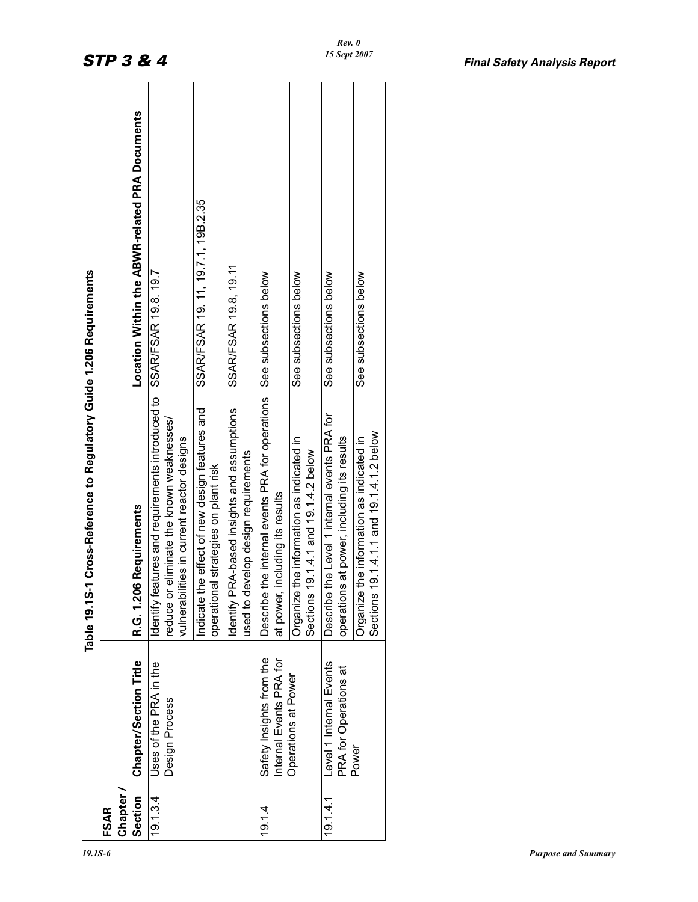**Table 19.1S-1 Cross-Reference to Regulatory Guide 1.206 Requirements**

| FSAR Chapter / Section | Chapter/Section Title | R.G. 1.206 Requirements | Location Within the ABWR-related PRA Documents |
|---|---|---|---|
| 19.1.3.4 | Uses of the PRA in the Design Process | Identify features and requirements introduced to reduce or eliminate the known weaknesses/ vulnerabilities in current reactor designs | SSAR/FSAR 19.8. 19.7 |
| | | Indicate the effect of new design features and operational strategies on plant risk | SSAR/FSAR 19. 11, 19.7.1, 19B.2.35 |
| | | Identify PRA-based insights and assumptions used to develop design requirements | SSAR/FSAR 19.8, 19.11 |
| 19.1.4 | Safety Insights from the Internal Events PRA for Operations at Power | Describe the internal events PRA for operations at power, including its results | See subsections below |
| | | Organize the information as indicated in Sections 19.1.4.1 and 19.1.4.2 below | See subsections below |
| 19.1.4.1 | Level 1 Internal Events PRA for Operations at Power | Describe the Level 1 internal events PRA for operations at power, including its results | See subsections below |
| | | Organize the information as indicated in Sections 19.1.4.1.1 and 19.1.4.1.2 below | See subsections below |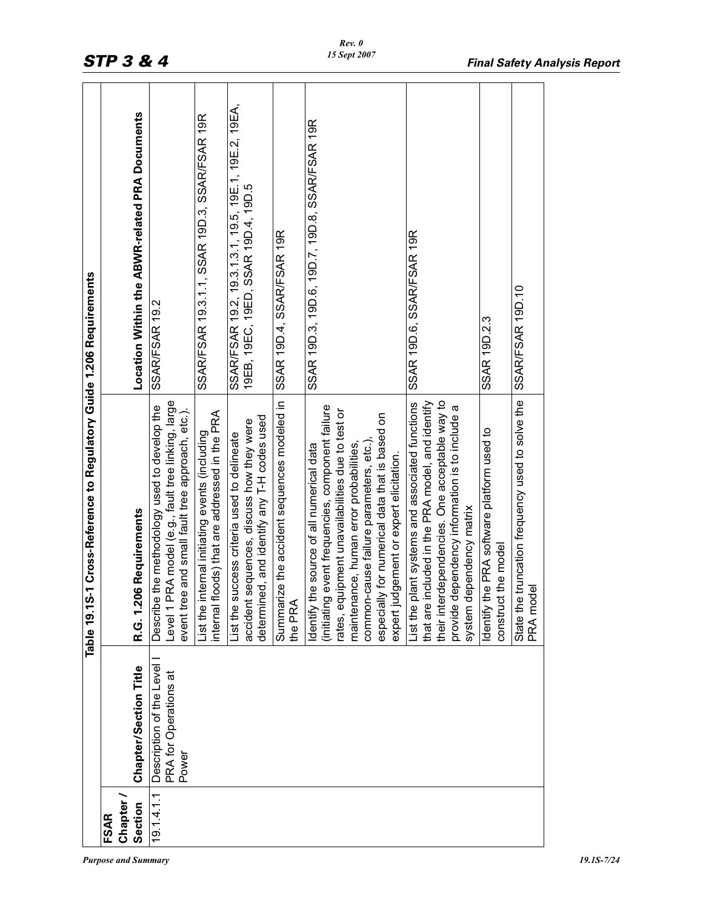**Table 19.1S-1 Cross-Reference to Regulatory Guide 1.206 Requirements**

| FSAR Chapter / Section | Chapter/Section Title | R.G. 1.206 Requirements | Location Within the ABWR-related PRA Documents |
|---|---|---|---|
| 19.1.4.1.1 | Description of the Level I PRA for Operations at Power | Describe the methodology used to develop the Level 1 PRA model (e.g., fault tree linking, large event tree and small fault tree approach, etc.). | SSAR/FSAR 19.2 |
| | | List the internal initiating events (including internal floods) that are addressed in the PRA | SSAR/FSAR 19.3.1.1, SSAR 19D.3, SSAR/FSAR 19R |
| | | List the success criteria used to delineate accident sequences, discuss how they were determined, and identify any T-H codes used | SSAR/FSAR 19.2, 19.3.1.3.1, 19.5, 19E.1, 19E.2, 19EA, 19EB, 19EC, 19ED, SSAR 19D.4, 19D.5 |
| | | Summarize the accident sequences modeled in the PRA | SSAR 19D.4, SSAR/FSAR 19R |
| | | Identify the source of all numerical data (initiating event frequencies, component failure rates, equipment unavailabilities due to test or maintenance, human error probabilities, common-cause failure parameters, etc.), especially for numerical data that is based on expert judgement or expert elicitation. | SSAR 19D.3, 19D.6, 19D.7, 19D.8, SSAR/FSAR 19R |
| | | List the plant systems and associated functions that are included in the PRA model, and identify their interdependencies. One acceptable way to provide dependency information is to include a system dependency matrix | SSAR 19D.6, SSAR/FSAR 19R |
| | | Identify the PRA software platform used to construct the model | SSAR 19D.2.3 |
| | | State the truncation frequency used to solve the PRA model | SSAR/FSAR 19D.10 |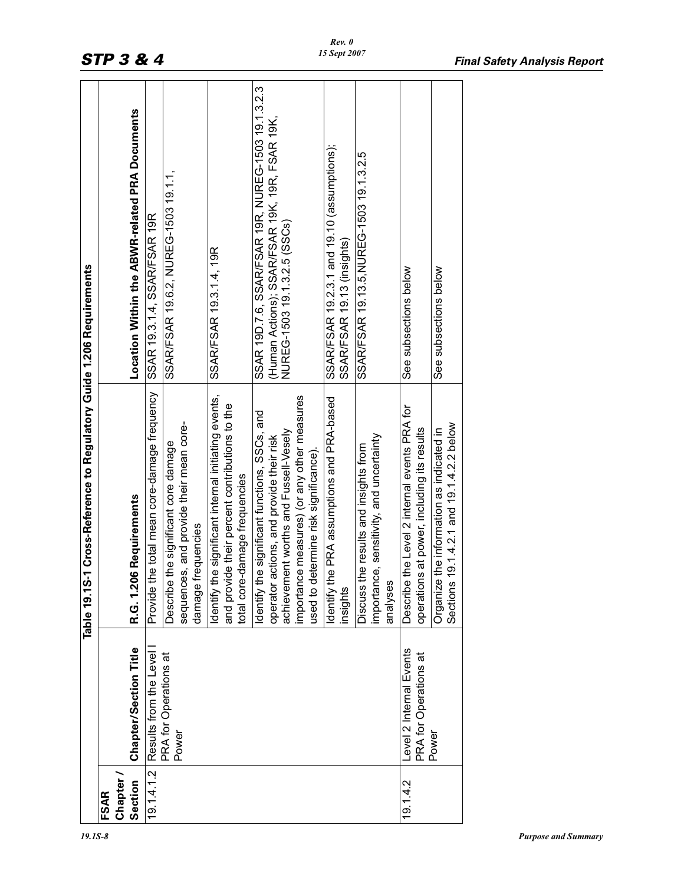Table 19.1S-1 Cross-Reference to Regulatory Guide 1.206 Requirements

| FSAR Chapter / Section | Chapter/Section Title | R.G. 1.206 Requirements | Location Within the ABWR-related PRA Documents |
|---|---|---|---|
| 19.1.4.1.2 | Results from the Level I PRA for Operations at Power | Provide the total mean core-damage frequency | SSAR 19.3.1.4, SSAR/FSAR 19R |
| | | Describe the significant core damage sequences, and provide their mean core-damage frequencies | SSAR/FSAR 19.6.2, NUREG-1503 19.1.1, |
| | | Identify the significant internal initiating events, and provide their percent contributions to the total core-damage frequencies | SSAR/FSAR 19.3.1.4, 19R |
| | | Identify the significant functions, SSCs, and operator actions, and provide their risk achievement worths and Fussell-Vesely importance measures) (or any other measures used to determine risk significance). | SSAR 19D.7.6, SSAR/FSAR 19R, NUREG-1503 19.1.3.2.3 (Human Actions); SSAR/FSAR 19K, 19R, FSAR 19K, NUREG-1503 19.1.3.2.5 (SSCs) |
| | | Identify the PRA assumptions and PRA-based insights | SSAR/FSAR 19.2.3.1 and 19.10 (assumptions); SSAR/FSAR 19.13 (insights) |
| | | Discuss the results and insights from importance, sensitivity, and uncertainty analyses | SSAR/FSAR 19.13.5,NUREG-1503 19.1.3.2.5 |
| 19.1.4.2 | Level 2 Internal Events PRA for Operations at Power | Describe the Level 2 internal events PRA for operations at power, including its results | See subsections below |
| | | Organize the information as indicated in Sections 19.1.4.2.1 and 19.1.4.2.2 below | See subsections below |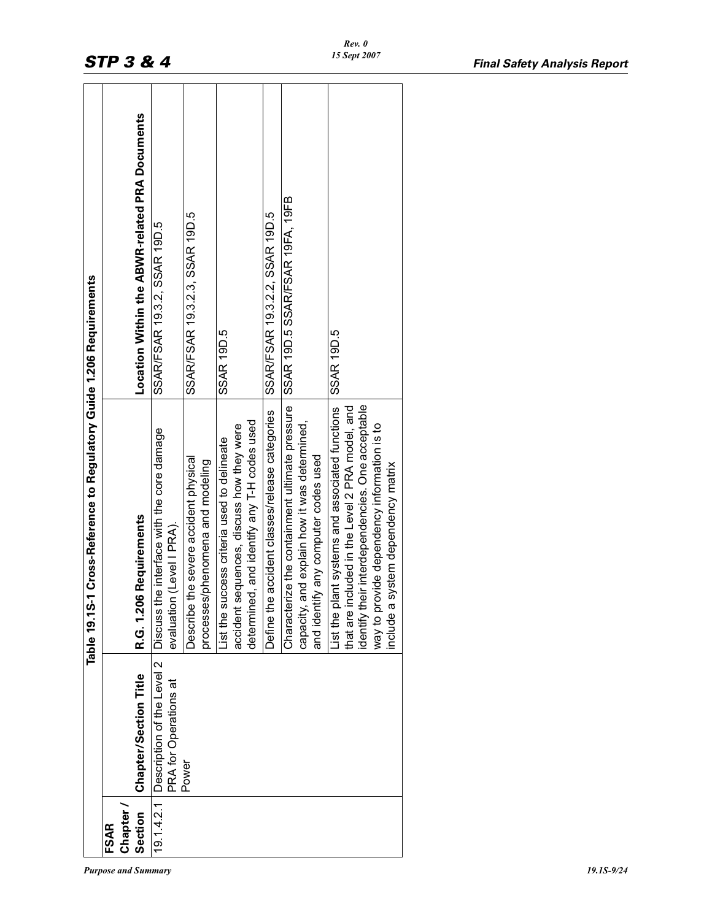**Table 19.1S-1 Cross-Reference to Regulatory Guide 1.206 Requirements**

| FSAR Chapter / Section | Chapter/Section Title | R.G. 1.206 Requirements | Location Within the ABWR-related PRA Documents |
|---|---|---|---|
| 19.1.4.2.1 | Description of the Level 2 PRA for Operations at Power | Discuss the interface with the core damage evaluation (Level I PRA). | SSAR/FSAR 19.3.2, SSAR 19D.5 |
| | | Describe the severe accident physical processes/phenomena and modeling | SSAR/FSAR 19.3.2.3, SSAR 19D.5 |
| | | List the success criteria used to delineate accident sequences, discuss how they were determined, and identify any T-H codes used | SSAR 19D.5 |
| | | Define the accident classes/release categories | SSAR/FSAR 19.3.2.2, SSAR 19D.5 |
| | | Characterize the containment ultimate pressure capacity, and explain how it was determined, and identify any computer codes used | SSAR 19D.5 SSAR/FSAR 19FA, 19FB |
| | | List the plant systems and associated functions that are included in the Level 2 PRA model, and identify their interdependencies. One acceptable way to provide dependency information is to include a system dependency matrix | SSAR 19D.5 |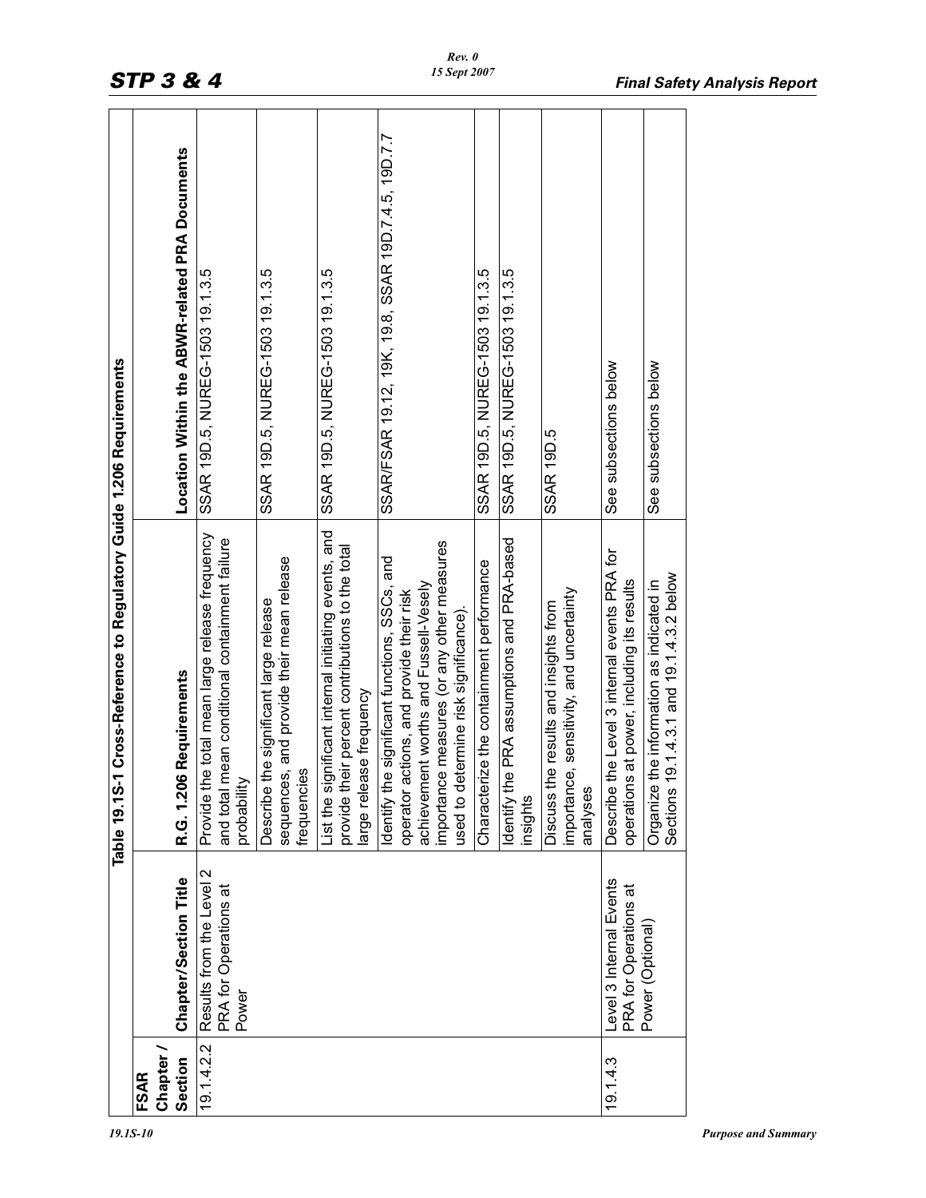Table 19.1S-1 Cross-Reference to Regulatory Guide 1.206 Requirements

| FSAR Chapter / Section | Chapter/Section Title | R.G. 1.206 Requirements | Location Within the ABWR-related PRA Documents |
|---|---|---|---|
| 19.1.4.2.2 | Results from the Level 2 PRA for Operations at Power | Provide the total mean large release frequency and total mean conditional containment failure probability | SSAR 19D.5, NUREG-1503 19.1.3.5 |
| | | Describe the significant large release sequences, and provide their mean release frequencies | SSAR 19D.5, NUREG-1503 19.1.3.5 |
| | | List the significant internal initiating events, and provide their percent contributions to the total large release frequency | SSAR 19D.5, NUREG-1503 19.1.3.5 |
| | | Identify the significant functions, SSCs, and operator actions, and provide their risk achievement worths and Fussell-Vesely importance measures (or any other measures used to determine risk significance). | SSAR/FSAR 19.12, 19K, 19.8, SSAR 19D.7.4.5, 19D.7.7 |
| | | Characterize the containment performance | SSAR 19D.5, NUREG-1503 19.1.3.5 |
| | | Identify the PRA assumptions and PRA-based insights | SSAR 19D.5, NUREG-1503 19.1.3.5 |
| | | Discuss the results and insights from importance, sensitivity, and uncertainty analyses | SSAR 19D.5 |
| 19.1.4.3 | Level 3 Internal Events PRA for Operations at Power (Optional) | Describe the Level 3 internal events PRA for operations at power, including its results | See subsections below |
| | | Organize the information as indicated in Sections 19.1.4.3.1 and 19.1.4.3.2 below | See subsections below |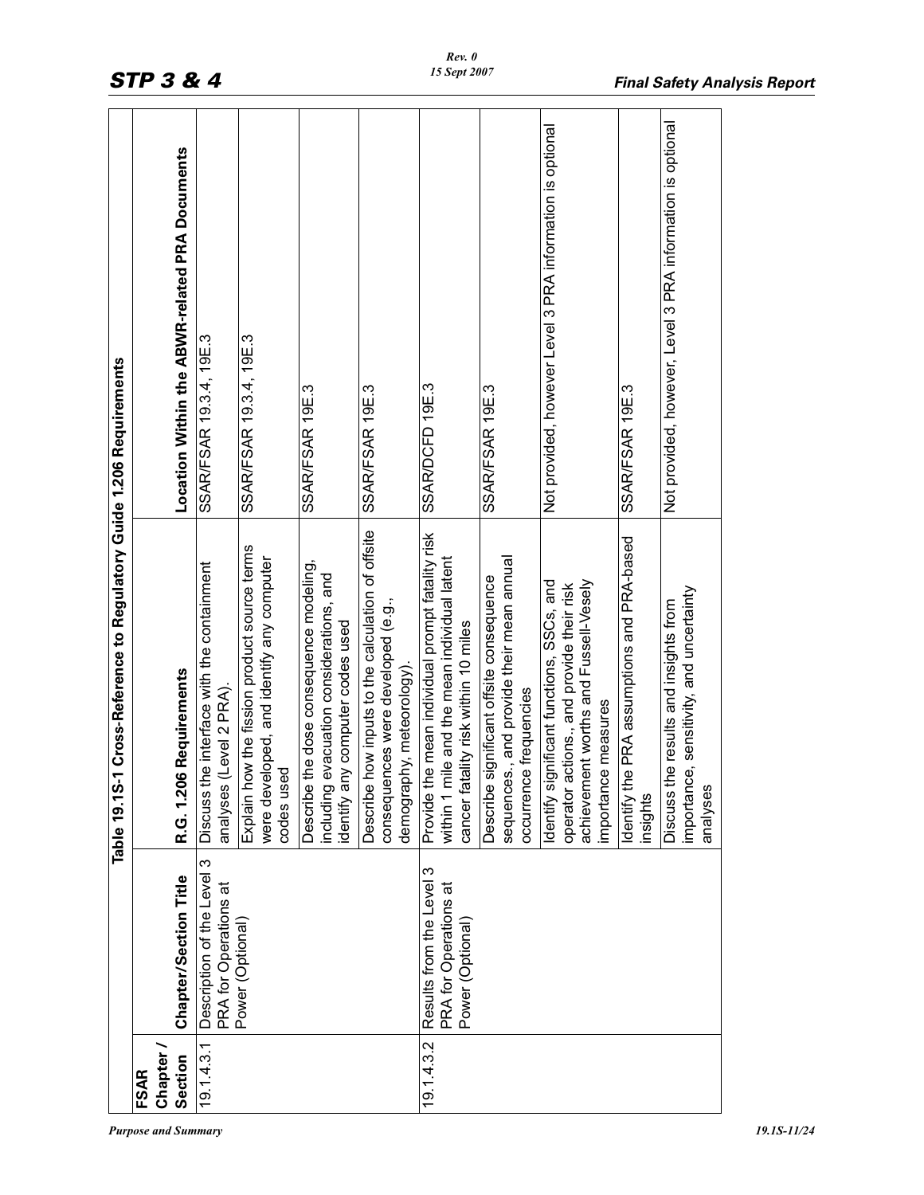Table 19.1S-1 Cross-Reference to Regulatory Guide 1.206 Requirements

| FSAR Chapter / Section | Chapter/Section Title | R.G. 1.206 Requirements | Location Within the ABWR-related PRA Documents |
|---|---|---|---|
| 19.1.4.3.1 | Description of the Level 3 PRA for Operations at Power (Optional) | Discuss the interface with the containment analyses (Level 2 PRA). | SSAR/FSAR 19.3.4, 19E.3 |
| | | Explain how the fission product source terms were developed, and identify any computer codes used | SSAR/FSAR 19.3.4, 19E.3 |
| | | Describe the dose consequence modeling, including evacuation considerations, and identify any computer codes used | SSAR/FSAR 19E.3 |
| | | Describe how inputs to the calculation of offsite consequences were developed (e.g., demography, meteorology). | SSAR/FSAR 19E.3 |
| 19.1.4.3.2 | Results from the Level 3 PRA for Operations at Power (Optional) | Provide the mean individual prompt fatality risk within 1 mile and the mean individual latent cancer fatality risk within 10 miles | SSAR/DCFD 19E.3 |
| | | Describe significant offsite consequence sequences., and provide their mean annual occurrence frequencies | SSAR/FSAR 19E.3 |
| | | Identify significant functions, SSCs, and operator actions., and provide their risk achievement worths and Fussell-Vesely importance measures | Not provided, however Level 3 PRA information is optional |
| | | Identify the PRA assumptions and PRA-based insights | SSAR/FSAR 19E.3 |
| | | Discuss the results and insights from importance, sensitivity, and uncertainty analyses | Not provided, however, Level 3 PRA information is optional |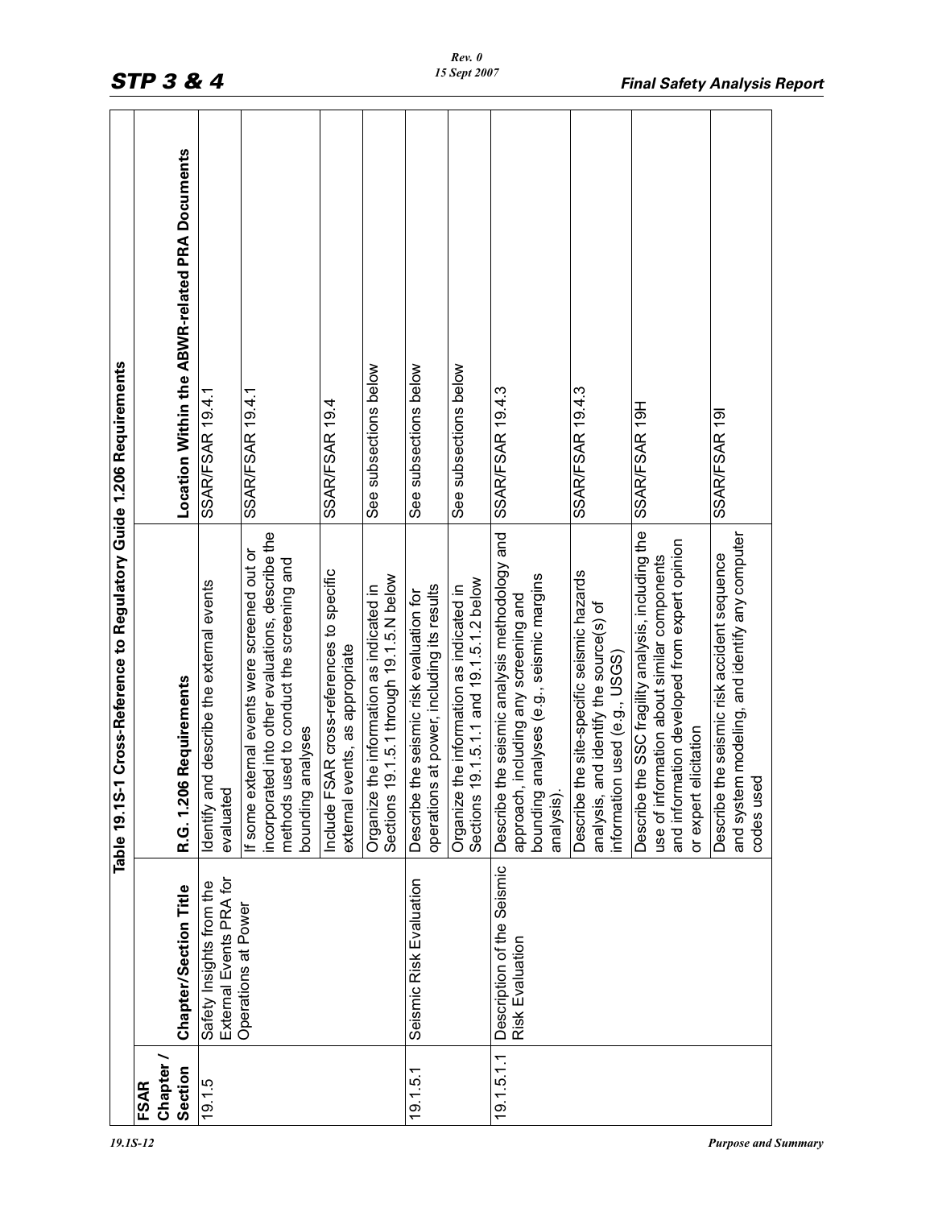Table 19.1S-1 Cross-Reference to Regulatory Guide 1.206 Requirements

| FSAR Chapter / Section | Chapter/Section Title | R.G. 1.206 Requirements | Location Within the ABWR-related PRA Documents |
|---|---|---|---|
| 19.1.5 | Safety Insights from the External Events PRA for Operations at Power | Identify and describe the external events evaluated | SSAR/FSAR 19.4.1 |
| | | If some external events were screened out or incorporated into other evaluations, describe the methods used to conduct the screening and bounding analyses | SSAR/FSAR 19.4.1 |
| | | Include FSAR cross-references to specific external events, as appropriate | SSAR/FSAR 19.4 |
| | | Organize the information as indicated in Sections 19.1.5.1 through 19.1.5.N below | See subsections below |
| 19.1.5.1 | Seismic Risk Evaluation | Describe the seismic risk evaluation for operations at power, including its results | See subsections below |
| | | Organize the information as indicated in Sections 19.1.5.1.1 and 19.1.5.1.2 below | See subsections below |
| 19.1.5.1.1 | Description of the Seismic Risk Evaluation | Describe the seismic analysis methodology and approach, including any screening and bounding analyses (e.g., seismic margins analysis). | SSAR/FSAR 19.4.3 |
| | | Describe the site-specific seismic hazards analysis, and identify the source(s) of information used (e.g., USGS) | SSAR/FSAR 19.4.3 |
| | | Describe the SSC fragility analysis, including the use of information about similar components and information developed from expert opinion or expert elicitation | SSAR/FSAR 19H |
| | | Describe the seismic risk accident sequence and system modeling, and identify any computer codes used | SSAR/FSAR 19I |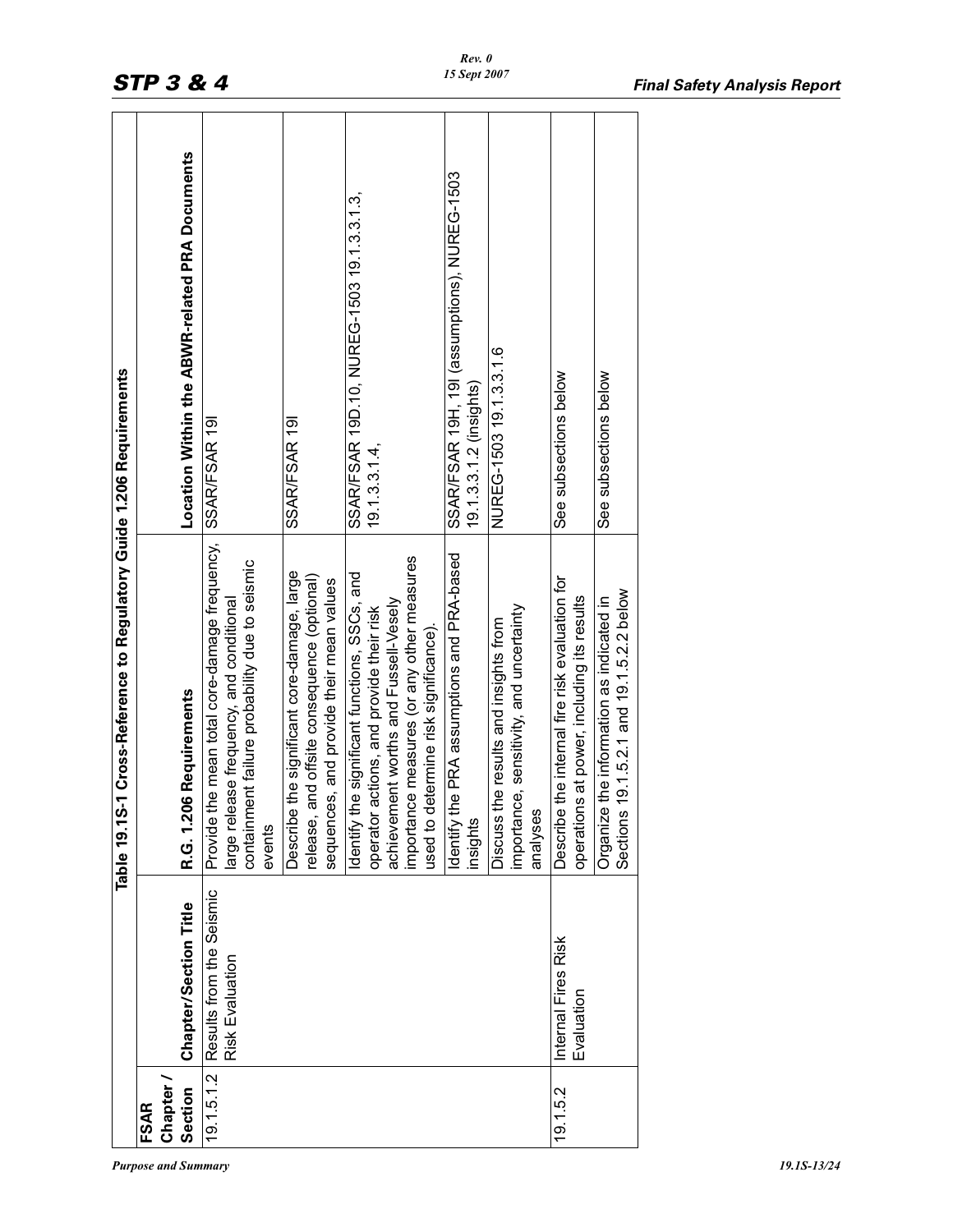**Table 19.1S-1 Cross-Reference to Regulatory Guide 1.206 Requirements**

| FSAR Chapter / Section | Chapter/Section Title | R.G. 1.206 Requirements | Location Within the ABWR-related PRA Documents |
|---|---|---|---|
| 19.1.5.1.2 | Results from the Seismic Risk Evaluation | Provide the mean total core-damage frequency, large release frequency, and conditional containment failure probability due to seismic events | SSAR/FSAR 19I |
| | | Describe the significant core-damage, large release, and offsite consequence (optional) sequences, and provide their mean values | SSAR/FSAR 19I |
| | | Identify the significant functions, SSCs, and operator actions, and provide their risk achievement worths and Fussell-Vesely importance measures (or any other measures used to determine risk significance). | SSAR/FSAR 19D.10, NUREG-1503 19.1.3.3.1.3, 19.1.3.3.1.4, |
| | | Identify the PRA assumptions and PRA-based insights | SSAR/FSAR 19H, 19I (assumptions), NUREG-1503 19.1.3.3.1.2 (insights) |
| | | Discuss the results and insights from importance, sensitivity, and uncertainty analyses | NUREG-1503 19.1.3.3.1.6 |
| 19.1.5.2 | Internal Fires Risk Evaluation | Describe the internal fire risk evaluation for operations at power, including its results | See subsections below |
| | | Organize the information as indicated in Sections 19.1.5.2.1 and 19.1.5.2.2 below | See subsections below |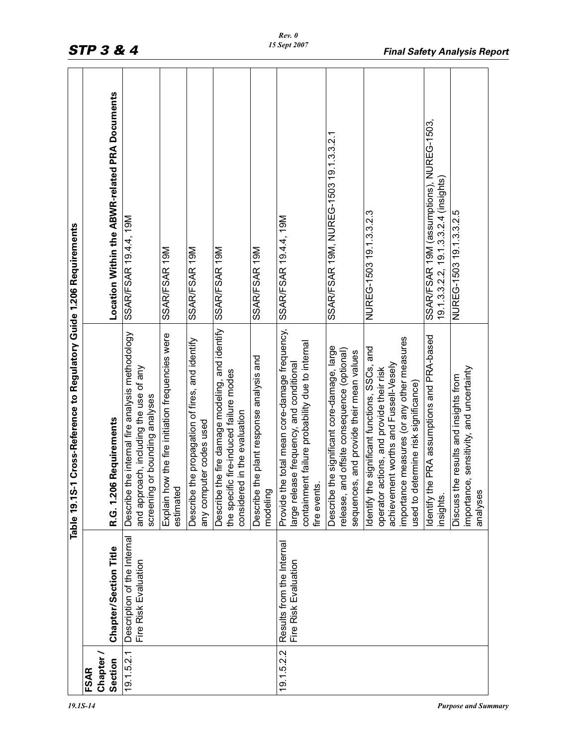Table 19.1S-1 Cross-Reference to Regulatory Guide 1.206 Requirements

| FSAR Chapter / Section | Chapter/Section Title | R.G. 1.206 Requirements | Location Within the ABWR-related PRA Documents |
|---|---|---|---|
| 19.1.5.2.1 | Description of the Internal Fire Risk Evaluation | Describe the internal fire analysis methodology and approach, including the use of any screening or bounding analyses | SSAR/FSAR 19.4.4, 19M |
| | | Explain how the fire initiation frequencies were estimated | SSAR/FSAR 19M |
| | | Describe the propagation of fires, and identify any computer codes used | SSAR/FSAR 19M |
| | | Describe the fire damage modeling, and identify the specific fire-induced failure modes considered in the evaluation | SSAR/FSAR 19M |
| | | Describe the plant response analysis and modeling | SSAR/FSAR 19M |
| 19.1.5.2.2 | Results from the Internal Fire Risk Evaluation | Provide the total mean core-damage frequency, large release frequency, and conditional containment failure probability due to internal fire events. | SSAR/FSAR 19.4.4, 19M |
| | | Describe the significant core-damage, large release, and offsite consequence (optional) sequences, and provide their mean values | SSAR/FSAR 19M, NUREG-1503 19.1.3.3.2.1 |
| | | Identify the significant functions, SSCs, and operator actions, and provide their risk achievement worths and Fussell-Vesely importance measures (or any other measures used to determine risk significance) | NUREG-1503 19.1.3.3.2.3 |
| | | Identify the PRA assumptions and PRA-based insights. | SSAR/FSAR 19M (assumptions), NUREG-1503, 19.1.3.3.2.2, 19.1.3.3.2.4 (insights) |
| | | Discuss the results and insights from importance, sensitivity, and uncertainty analyses | NUREG-1503 19.1.3.3.2.5 |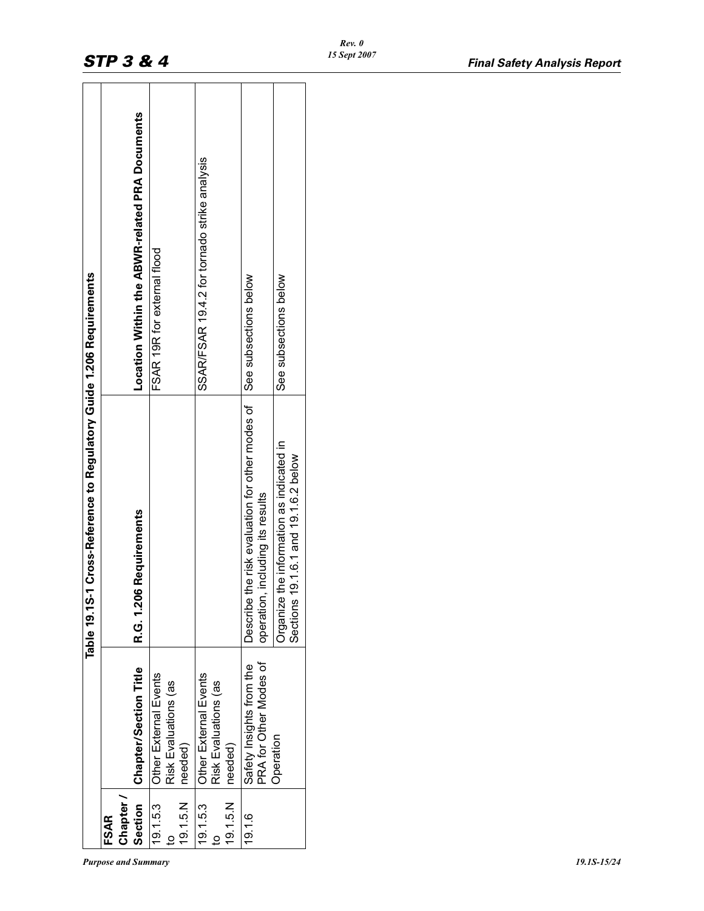**Table 19.1S-1 Cross-Reference to Regulatory Guide 1.206 Requirements**

| FSAR Chapter / Section | Chapter/Section Title | R.G. 1.206 Requirements | Location Within the ABWR-related PRA Documents |
|---|---|---|---|
| 19.1.5.3 to 19.1.5.N | Other External Events Risk Evaluations (as needed) | | FSAR 19R for external flood |
| 19.1.5.3 to 19.1.5.N | Other External Events Risk Evaluations (as needed) | | SSAR/FSAR 19.4.2 for tornado strike analysis |
| 19.1.6 | Safety Insights from the PRA for Other Modes of Operation | Describe the risk evaluation for other modes of operation, including its results | See subsections below |
| | | Organize the information as indicated in Sections 19.1.6.1 and 19.1.6.2 below | See subsections below |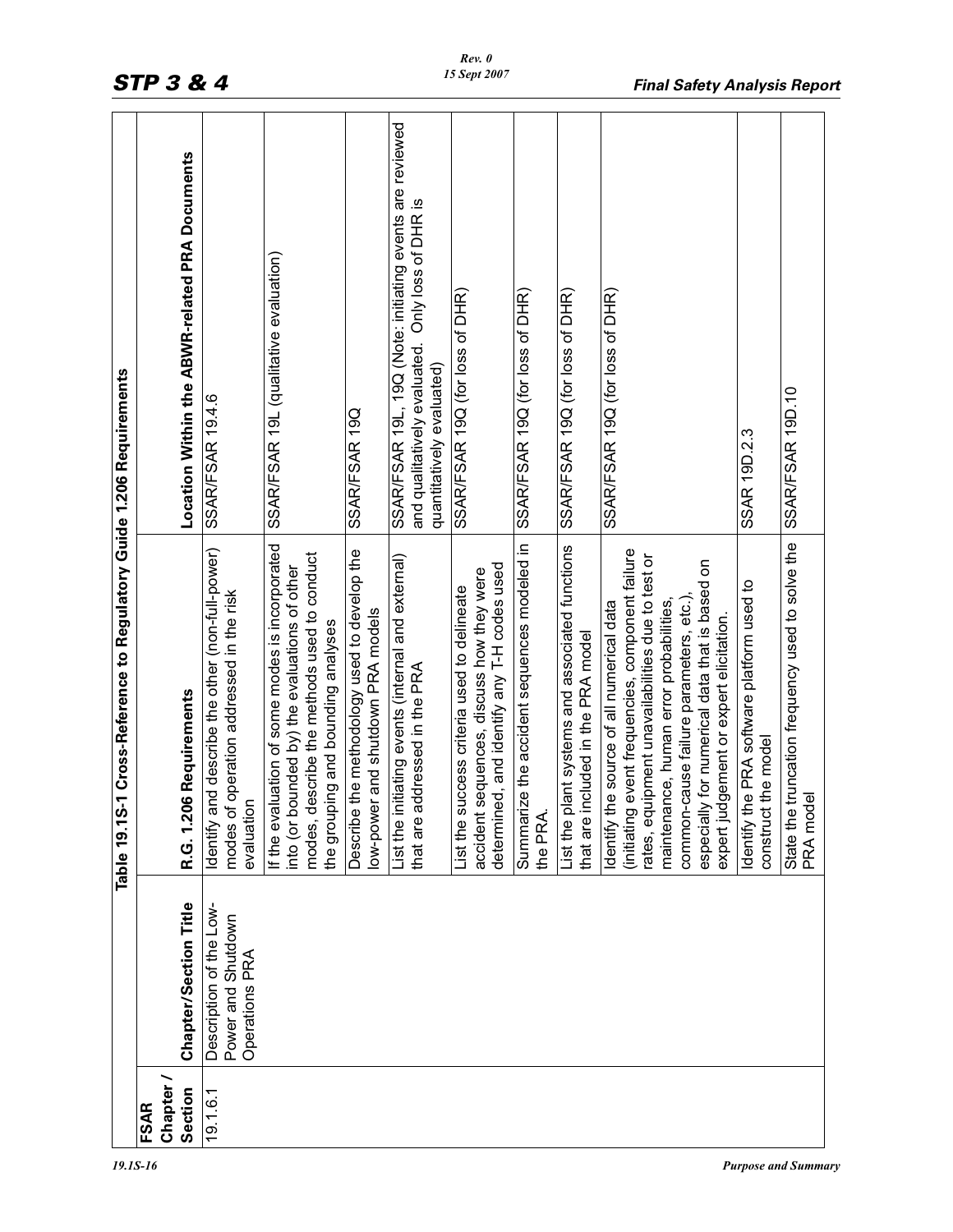Table 19.1S-1 Cross-Reference to Regulatory Guide 1.206 Requirements

| FSAR Chapter / Section | Chapter/Section Title | R.G. 1.206 Requirements | Location Within the ABWR-related PRA Documents |
|---|---|---|---|
| 19.1.6.1 | Description of the Low-Power and Shutdown Operations PRA | Identify and describe the other (non-full-power) modes of operation addressed in the risk evaluation | SSAR/FSAR 19.4.6 |
| | | If the evaluation of some modes is incorporated into (or bounded by) the evaluations of other modes, describe the methods used to conduct the grouping and bounding analyses | SSAR/FSAR 19L (qualitative evaluation) |
| | | Describe the methodology used to develop the low-power and shutdown PRA models | SSAR/FSAR 19Q |
| | | List the initiating events (internal and external) that are addressed in the PRA | SSAR/FSAR 19L, 19Q (Note: initiating events are reviewed and qualitatively evaluated. Only loss of DHR is quantitatively evaluated) |
| | | List the success criteria used to delineate accident sequences, discuss how they were determined, and identify any T-H codes used | SSAR/FSAR 19Q (for loss of DHR) |
| | | Summarize the accident sequences modeled in the PRA. | SSAR/FSAR 19Q (for loss of DHR) |
| | | List the plant systems and associated functions that are included in the PRA model | SSAR/FSAR 19Q (for loss of DHR) |
| | | Identify the source of all numerical data (initiating event frequencies, component failure rates, equipment unavailabilities due to test or maintenance, human error probabilities, common-cause failure parameters, etc.), especially for numerical data that is based on expert judgement or expert elicitation. | SSAR/FSAR 19Q (for loss of DHR) |
| | | Identify the PRA software platform used to construct the model | SSAR 19D.2.3 |
| | | State the truncation frequency used to solve the PRA model | SSAR/FSAR 19D.10 |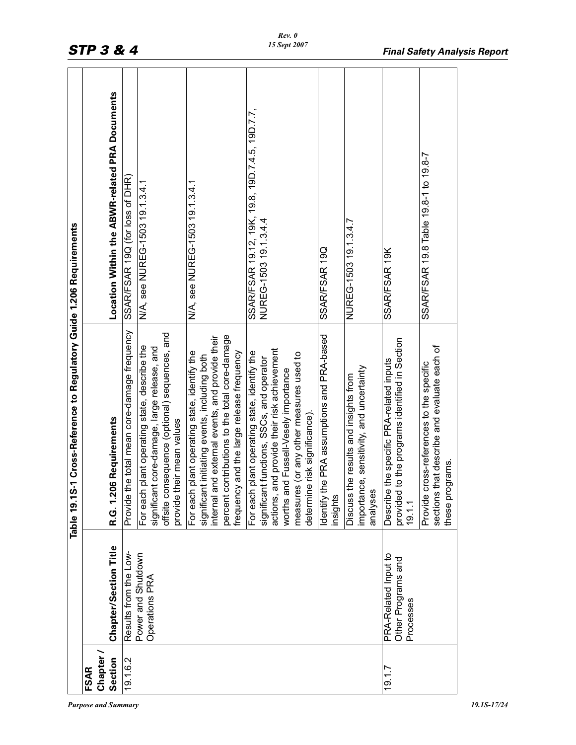**Table 19.1S-1 Cross-Reference to Regulatory Guide 1.206 Requirements**

| FSAR Chapter / Section | Chapter/Section Title | R.G. 1.206 Requirements | Location Within the ABWR-related PRA Documents |
|---|---|---|---|
| 19.1.6.2 | Results from the Low-Power and Shutdown Operations PRA | Provide the total mean core-damage frequency | SSAR/FSAR 19Q (for loss of DHR) |
| | | For each plant operating state, describe the significant core-damage, large release, and offsite consequence (optional) sequences, and provide their mean values | N/A, see NUREG-1503 19.1.3.4.1 |
| | | For each plant operating state, identify the significant initiating events, including both internal and external events, and provide their percent contributions to the total core-damage frequency and the large release frequency | N/A, see NUREG-1503 19.1.3.4.1 |
| | | For each plant operating state, identify the significant functions, SSCs, and operator actions, and provide their risk achievement worths and Fussell-Vesely importance measures (or any other measures used to determine risk significance). | SSAR/FSAR 19.12, 19K, 19.8, 19D.7.4.5, 19D.7.7, NUREG-1503 19.1.3.4.4 |
| | | Identify the PRA assumptions and PRA-based insights | SSAR/FSAR 19Q |
| | | Discuss the results and insights from importance, sensitivity, and uncertainty analyses | NUREG-1503 19.1.3.4.7 |
| 19.1.7 | PRA-Related Input to Other Programs and Processes | Describe the specific PRA-related inputs provided to the programs identified in Section 19.1.1 | SSAR/FSAR 19K |
| | | Provide cross-references to the specific sections that describe and evaluate each of these programs. | SSAR/FSAR 19.8 Table 19.8-1 to 19.8-7 |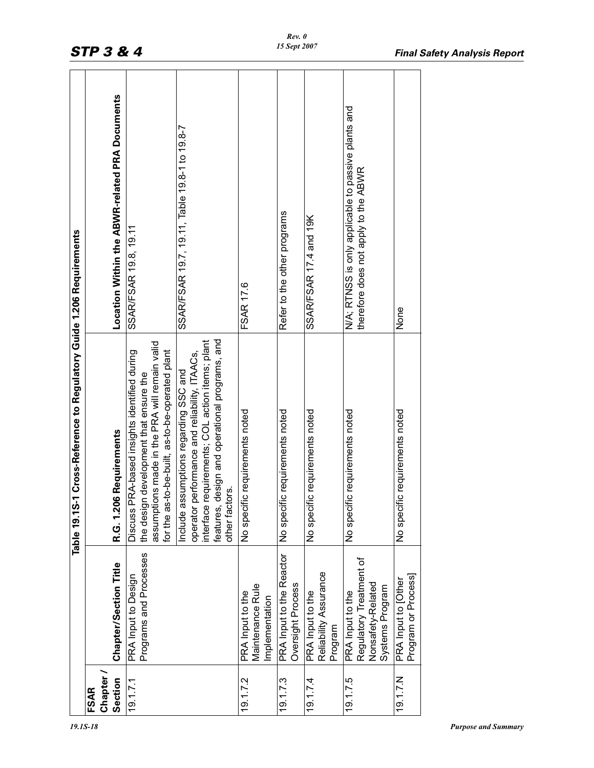Table 19.1S-1 Cross-Reference to Regulatory Guide 1.206 Requirements

| FSAR Chapter / Section | Chapter/Section Title | R.G. 1.206 Requirements | Location Within the ABWR-related PRA Documents |
|---|---|---|---|
| 19.1.7.1 | PRA Input to Design Programs and Processes | Discuss PRA-based insights identified during the design development that ensure the assumptions made in the PRA will remain valid for the as-to-be-built, as-to-be-operated plant | SSAR/FSAR 19.8, 19.11 |
| | | Include assumptions regarding SSC and operator performance and reliability, ITAACs, interface requirements; COL action items; plant features, design and operational programs, and other factors. | SSAR/FSAR 19.7, 19.11, Table 19.8-1 to 19.8-7 |
| 19.1.7.2 | PRA Input to the Maintenance Rule Implementation | No specific requirements noted | FSAR 17.6 |
| 19.1.7.3 | PRA Input to the Reactor Oversight Process | No specific requirements noted | Refer to the other programs |
| 19.1.7.4 | PRA Input to the Reliability Assurance Program | No specific requirements noted | SSAR/FSAR 17.4 and 19K |
| 19.1.7.5 | PRA Input to the Regulatory Treatment of Nonsafety-Related Systems Program | No specific requirements noted | N/A; RTNSS is only applicable to passive plants and therefore does not apply to the ABWR |
| 19.1.7.N | PRA Input to [Other Program or Process] | No specific requirements noted | None |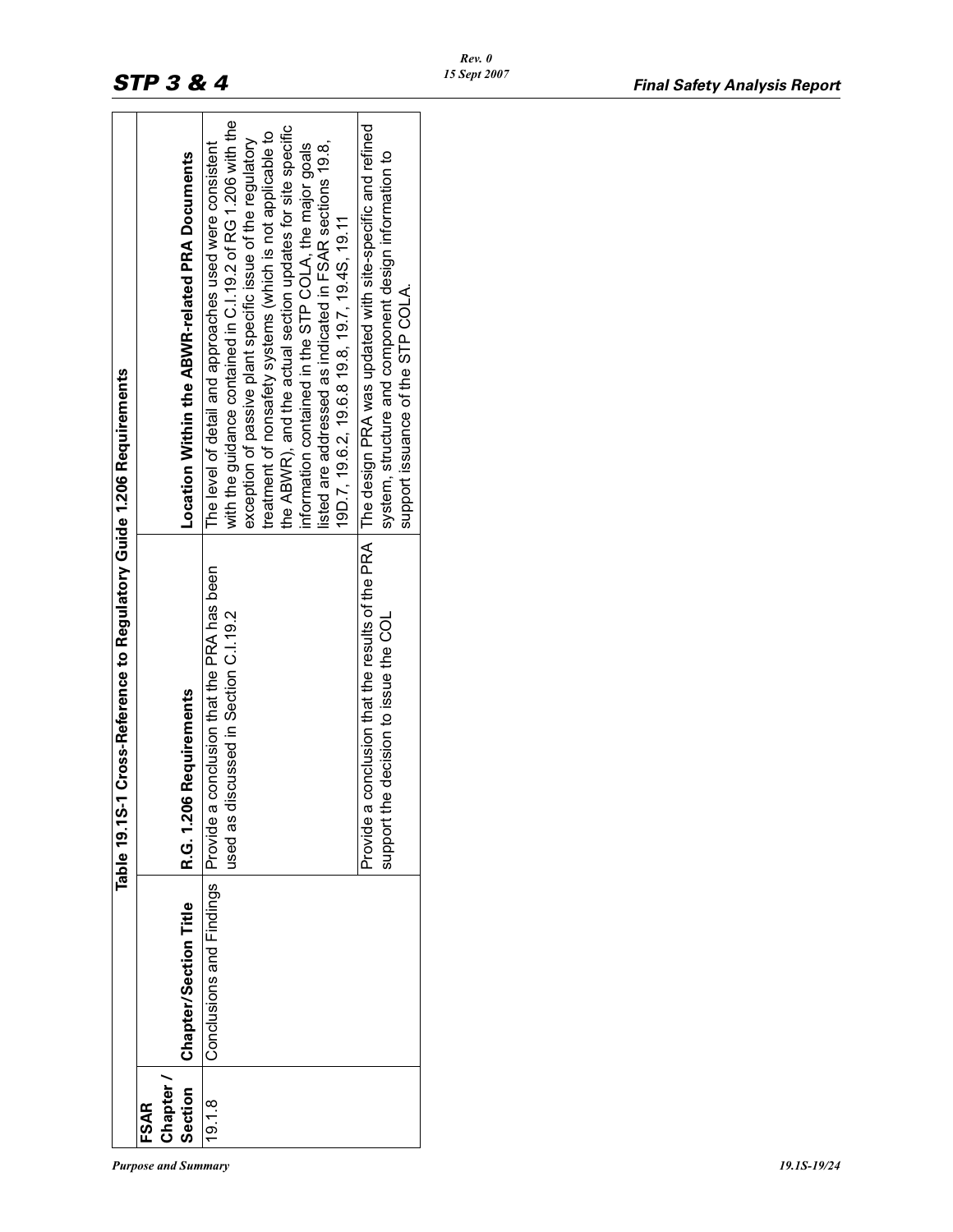## Table 19.1S-1 Cross-Reference to Regulatory Guide 1.206 Requirements

| FSAR Chapter / Section | Chapter/Section Title | R.G. 1.206 Requirements | Location Within the ABWR-related PRA Documents |
|---|---|---|---|
| 19.1.8 | Conclusions and Findings | Provide a conclusion that the PRA has been used as discussed in Section C.I.19.2 | The level of detail and approaches used were consistent with the guidance contained in C.I.19.2 of RG 1.206 with the exception of passive plant specific issue of the regulatory treatment of nonsafety systems (which is not applicable to the ABWR), and the actual section updates for site specific information contained in the STP COLA, the major goals listed are addressed as indicated in FSAR sections 19.8, 19D.7, 19.6.2, 19.6.8 19.8, 19.7, 19.4S, 19.11 |
| | | Provide a conclusion that the results of the PRA support the decision to issue the COL | The design PRA was updated with site-specific and refined system, structure and component design information to support issuance of the STP COLA. |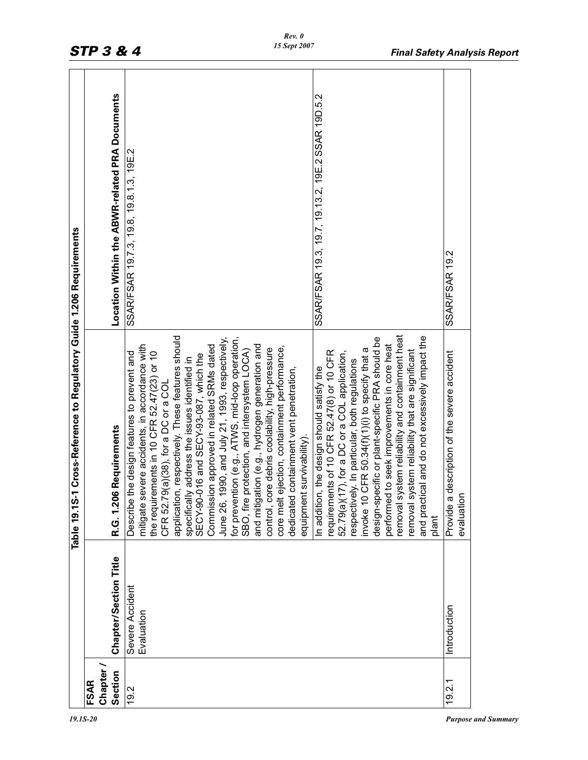Table 19.1S-1 Cross-Reference to Regulatory Guide 1.206 Requirements

| FSAR Chapter / Section | Chapter/Section Title | R.G. 1.206 Requirements | Location Within the ABWR-related PRA Documents | |
|---|---|---|---|---|
| 19.2 | Severe Accident Evaluation | Describe the design features to prevent and mitigate severe accidents, in accordance with the requirements in 10 CFR 52.47(23) or 10 CFR 52.79(a)(38), for a DC or a COL application, respectively. These features should specifically address the issues identified in SECY-90-016 and SECY-93-087, which the Commission approved in related SRMs dated June 26, 1990, and July 21, 1993, respectively, for prevention (e.g., ATWS, mid-loop operation, SBO, fire protection, and intersystem LOCA) and mitigation (e.g., hydrogen generation and control, core debris coolability, high-pressure core melt ejection, containment performance, dedicated containment vent penetration, equipment survivability). | SSAR/FSAR 19.7.3, 19.8, 19.8.1.3, 19E.2 | |
| | | In addition, the design should satisfy the requirements of 10 CFR 52.47(8) or 10 CFR 52.79(a)(17), for a DC or a COL application, respectively. In particular, both regulations invoke 10 CFR 50.34(f)(1)(i) to specify that a design-specific or plant-specific PRA should be performed to seek improvements in core heat removal system reliability and containment heat removal system reliability that are significant and practical and do not excessively impact the plant | SSAR/FSAR 19.3, 19.7, 19.13.2, 19E.2 | SSAR 19D.5.2 |
| 19.2.1 | Introduction | Provide a description of the severe accident evaluation | SSAR/FSAR 19.2 | |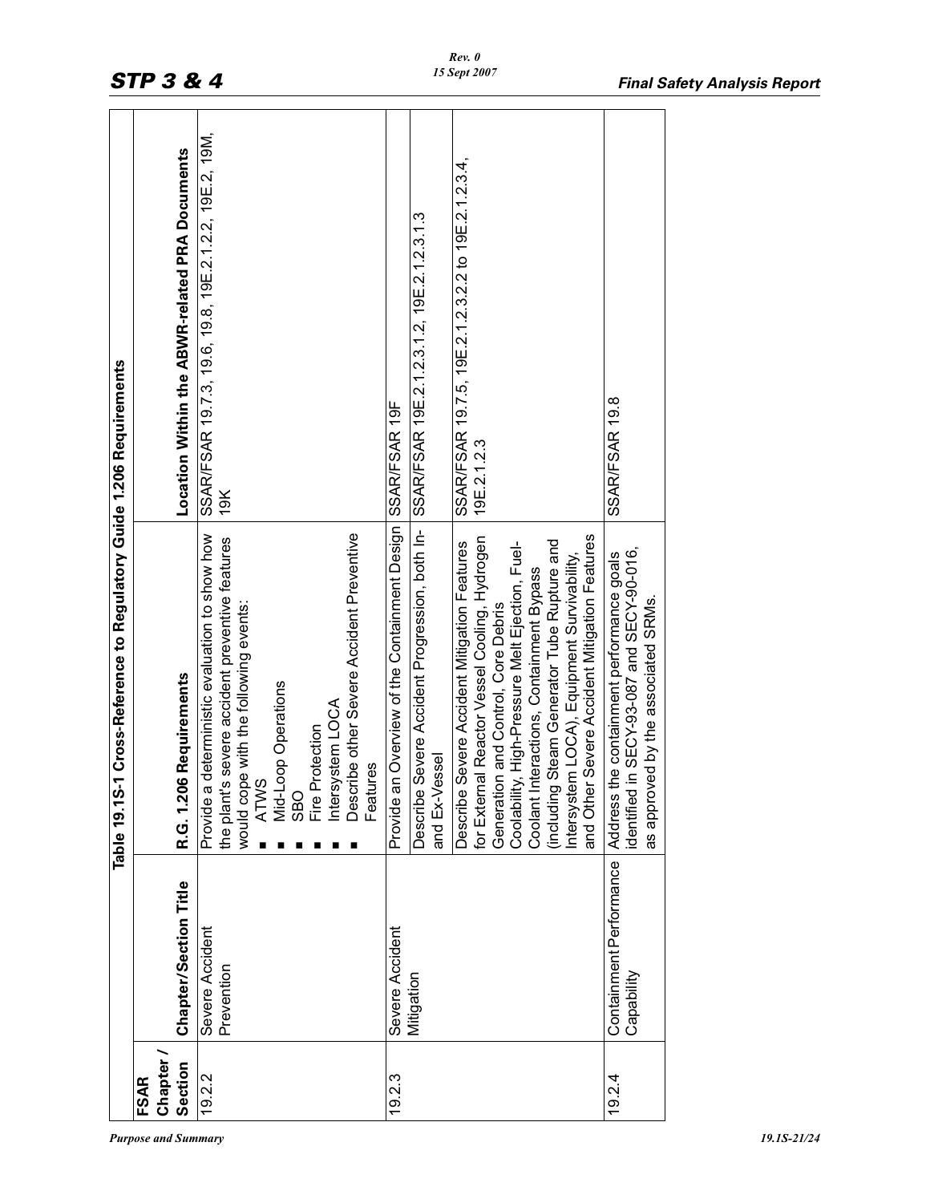Table 19.1S-1 Cross-Reference to Regulatory Guide 1.206 Requirements

| FSAR Chapter / Section | Chapter/Section Title | R.G. 1.206 Requirements | Location Within the ABWR-related PRA Documents |
|---|---|---|---|
| 19.2.2 | Severe Accident Prevention | Provide a deterministic evaluation to show how the plant's severe accident preventive features would cope with the following events:<br>▪ ATWS<br>▪ Mid-Loop Operations<br>▪ SBO<br>▪ Fire Protection<br>▪ Intersystem LOCA<br>▪ Describe other Severe Accident Preventive Features | SSAR/FSAR 19.7.3, 19.6, 19.8, 19E.2.1.2.2, 19E.2, 19M, 19K |
| 19.2.3 | Severe Accident Mitigation | Provide an Overview of the Containment Design | SSAR/FSAR 19F |
| | | Describe Severe Accident Progression, both In- and Ex-Vessel | SSAR/FSAR 19E.2.1.2.3.1.2, 19E.2.1.2.3.1.3 |
| | | Describe Severe Accident Mitigation Features for External Reactor Vessel Cooling, Hydrogen Generation and Control, Core Debris Coolability, High-Pressure Melt Ejection, Fuel-Coolant Interactions, Containment Bypass (including Steam Generator Tube Rupture and Intersystem LOCA), Equipment Survivability, and Other Severe Accident Mitigation Features | SSAR/FSAR 19.7.5, 19E.2.1.2.3.2.2 to 19E.2.1.2.3.4, 19E.2.1.2.3 |
| 19.2.4 | Containment Performance Capability | Address the containment performance goals identified in SECY-93-087 and SECY-90-016, as approved by the associated SRMs. | SSAR/FSAR 19.8 |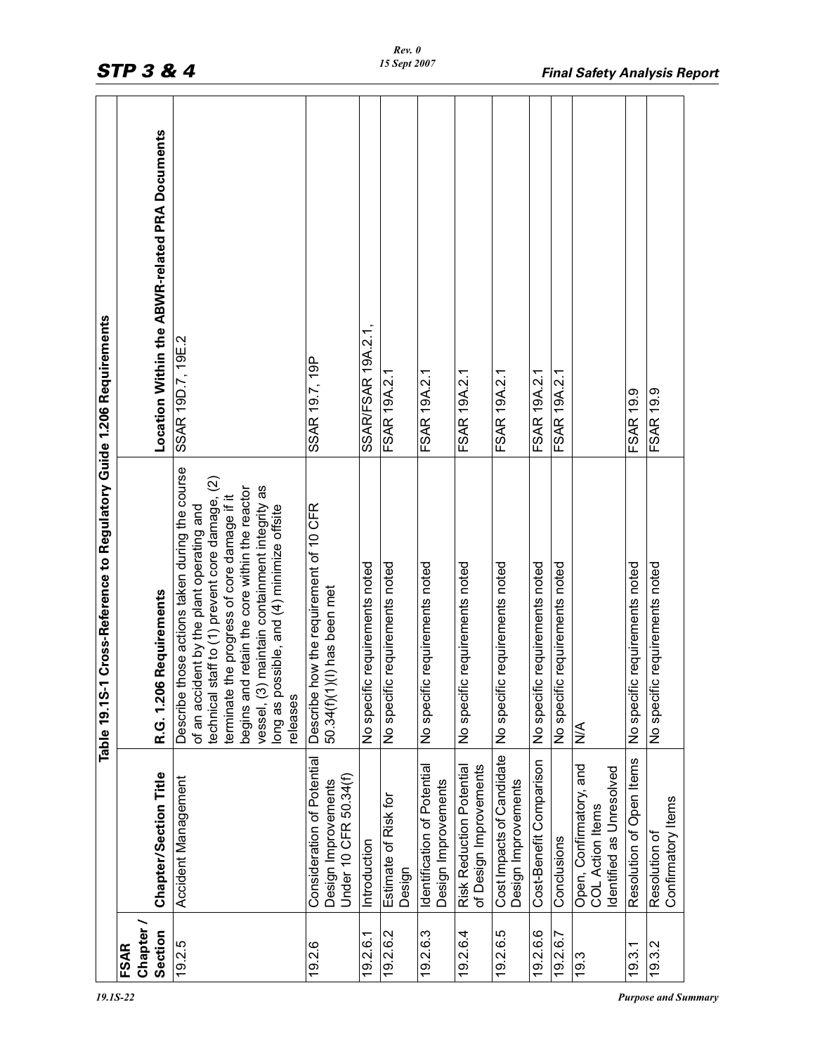Table 19.1S-1 Cross-Reference to Regulatory Guide 1.206 Requirements

| FSAR Chapter / Section | Chapter/Section Title | R.G. 1.206 Requirements | Location Within the ABWR-related PRA Documents |
|---|---|---|---|
| 19.2.5 | Accident Management | Describe those actions taken during the course of an accident by the plant operating and technical staff to (1) prevent core damage, (2) terminate the progress of core damage if it begins and retain the core within the reactor vessel, (3) maintain containment integrity as long as possible, and (4) minimize offsite releases | SSAR 19D.7, 19E.2 |
| 19.2.6 | Consideration of Potential Design Improvements Under 10 CFR 50.34(f) | Describe how the requirement of 10 CFR 50.34(f)(1)(I) has been met | SSAR 19.7, 19P |
| 19.2.6.1 | Introduction | No specific requirements noted | SSAR/FSAR 19A.2.1, |
| 19.2.6.2 | Estimate of Risk for Design | No specific requirements noted | FSAR 19A.2.1 |
| 19.2.6.3 | Identification of Potential Design Improvements | No specific requirements noted | FSAR 19A.2.1 |
| 19.2.6.4 | Risk Reduction Potential of Design Improvements | No specific requirements noted | FSAR 19A.2.1 |
| 19.2.6.5 | Cost Impacts of Candidate Design Improvements | No specific requirements noted | FSAR 19A.2.1 |
| 19.2.6.6 | Cost-Benefit Comparison | No specific requirements noted | FSAR 19A.2.1 |
| 19.2.6.7 | Conclusions | No specific requirements noted | FSAR 19A.2.1 |
| 19.3 | Open, Confirmatory, and COL Action Items Identified as Unresolved | N/A | |
| 19.3.1 | Resolution of Open Items | No specific requirements noted | FSAR 19.9 |
| 19.3.2 | Resolution of Confirmatory Items | No specific requirements noted | FSAR 19.9 |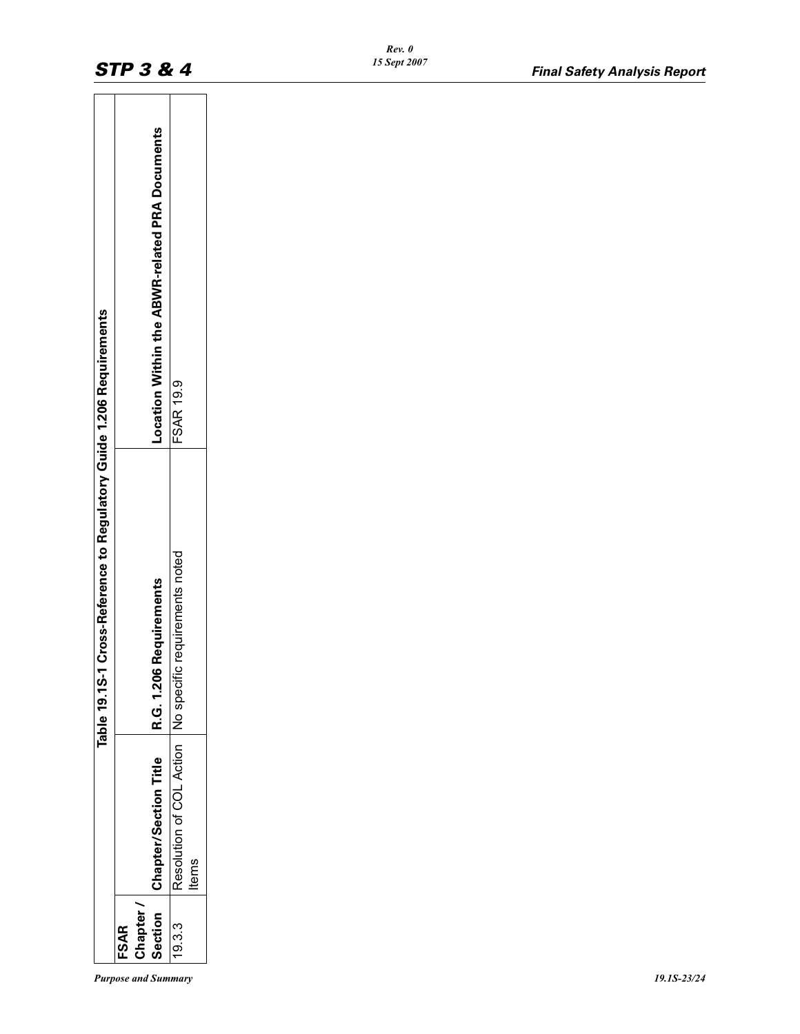Table 19.1S-1 Cross-Reference to Regulatory Guide 1.206 Requirements

| FSAR Chapter / Section | Chapter/Section Title | R.G. 1.206 Requirements | Location Within the ABWR-related PRA Documents |
|---|---|---|---|
| 19.3.3 | Resolution of COL Action Items | No specific requirements noted | FSAR 19.9 |